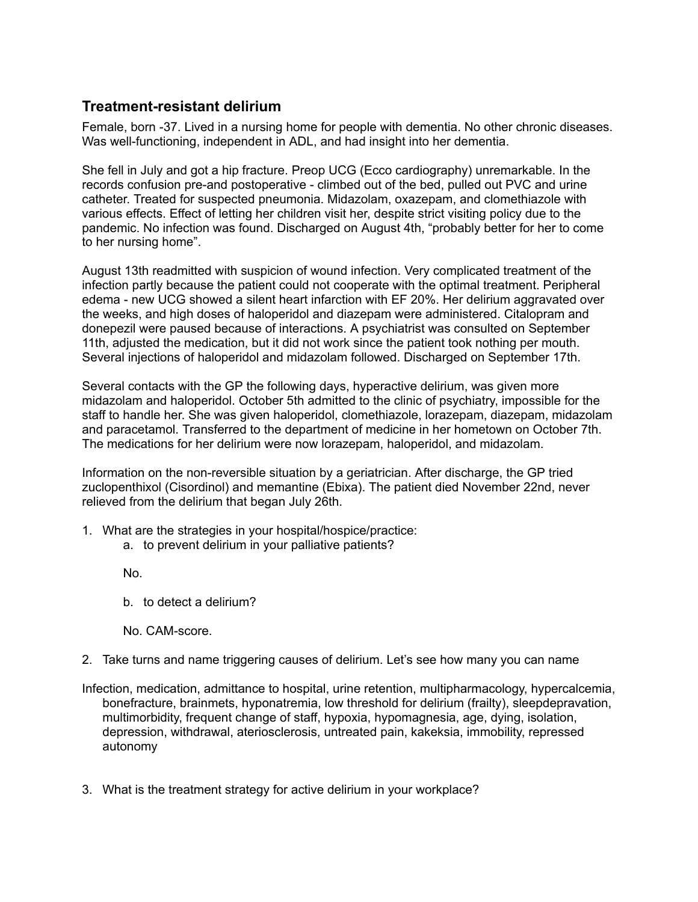## Treatment-resistant delirium

Female, born -37. Lived in a nursing home for people with dementia. No other chronic diseases. Was well-functioning, independent in ADL, and had insight into her dementia.

She fell in July and got a hip fracture. Preop UCG (Ecco cardiography) unremarkable. In the records confusion pre-and postoperative - climbed out of the bed, pulled out PVC and urine catheter. Treated for suspected pneumonia. Midazolam, oxazepam, and clomethiazole with various effects. Effect of letting her children visit her, despite strict visiting policy due to the pandemic. No infection was found. Discharged on August 4th, "probably better for her to come to her nursing home".

August 13th readmitted with suspicion of wound infection. Very complicated treatment of the infection partly because the patient could not cooperate with the optimal treatment. Peripheral edema - new UCG showed a silent heart infarction with EF 20%. Her delirium aggravated over the weeks, and high doses of haloperidol and diazepam were administered. Citalopram and donepezil were paused because of interactions. A psychiatrist was consulted on September 11th, adjusted the medication, but it did not work since the patient took nothing per mouth. Several injections of haloperidol and midazolam followed. Discharged on September 17th.

Several contacts with the GP the following days, hyperactive delirium, was given more midazolam and haloperidol. October 5th admitted to the clinic of psychiatry, impossible for the staff to handle her. She was given haloperidol, clomethiazole, lorazepam, diazepam, midazolam and paracetamol. Transferred to the department of medicine in her hometown on October 7th. The medications for her delirium were now lorazepam, haloperidol, and midazolam.

Information on the non-reversible situation by a geriatrician. After discharge, the GP tried zuclopenthixol (Cisordinol) and memantine (Ebixa). The patient died November 22nd, never relieved from the delirium that began July 26th.

1. What are the strategies in your hospital/hospice/practice:
    a. to prevent delirium in your palliative patients?

        No.

    b. to detect a delirium?

        No. CAM-score.

2. Take turns and name triggering causes of delirium. Let's see how many you can name

Infection, medication, admittance to hospital, urine retention, multipharmacology, hypercalcemia, bonefracture, brainmets, hyponatremia, low threshold for delirium (frailty), sleepdepravation, multimorbidity, frequent change of staff, hypoxia, hypomagnesia, age, dying, isolation, depression, withdrawal, ateriosclerosis, untreated pain, kakeksia, immobility, repressed autonomy

3. What is the treatment strategy for active delirium in your workplace?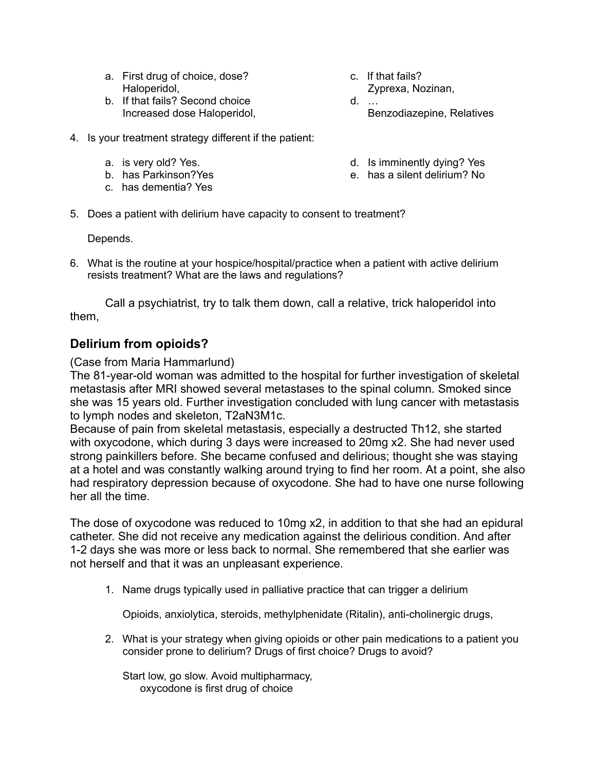a. First drug of choice, dose?
   Haloperidol,
b. If that fails? Second choice
   Increased dose Haloperidol,
c. If that fails?
   Zyprexa, Nozinan,
d. …
   Benzodiazepine, Relatives

4. Is your treatment strategy different if the patient:

   a. is very old? Yes.
   b. has Parkinson?Yes
   c. has dementia? Yes
   d. Is imminently dying? Yes
   e. has a silent delirium? No

5. Does a patient with delirium have capacity to consent to treatment?

   Depends.

6. What is the routine at your hospice/hospital/practice when a patient with active delirium resists treatment? What are the laws and regulations?

   Call a psychiatrist, try to talk them down, call a relative, trick haloperidol into them,

## Delirium from opioids?

(Case from Maria Hammarlund)
The 81-year-old woman was admitted to the hospital for further investigation of skeletal metastasis after MRI showed several metastases to the spinal column. Smoked since she was 15 years old. Further investigation concluded with lung cancer with metastasis to lymph nodes and skeleton, T2aN3M1c.
Because of pain from skeletal metastasis, especially a destructed Th12, she started with oxycodone, which during 3 days were increased to 20mg x2. She had never used strong painkillers before. She became confused and delirious; thought she was staying at a hotel and was constantly walking around trying to find her room. At a point, she also had respiratory depression because of oxycodone. She had to have one nurse following her all the time.

The dose of oxycodone was reduced to 10mg x2, in addition to that she had an epidural catheter. She did not receive any medication against the delirious condition. And after 1-2 days she was more or less back to normal. She remembered that she earlier was not herself and that it was an unpleasant experience.

1. Name drugs typically used in palliative practice that can trigger a delirium

   Opioids, anxiolytica, steroids, methylphenidate (Ritalin), anti-cholinergic drugs,

2. What is your strategy when giving opioids or other pain medications to a patient you consider prone to delirium? Drugs of first choice? Drugs to avoid?

   Start low, go slow. Avoid multipharmacy,
   oxycodone is first drug of choice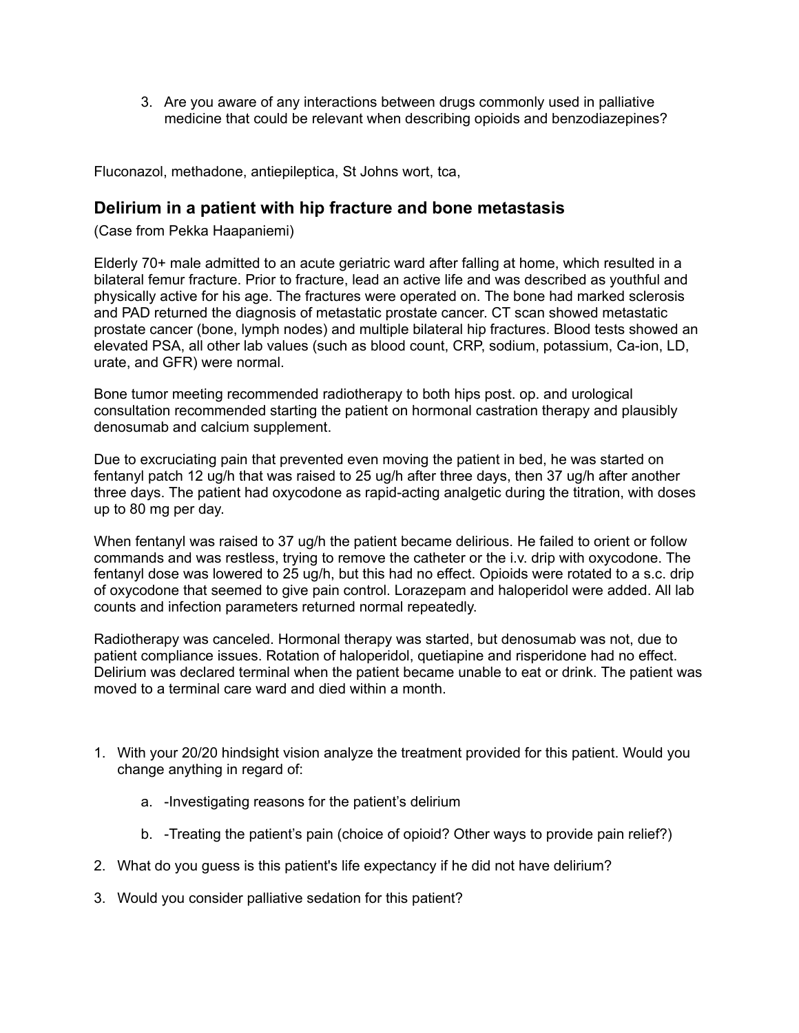3. Are you aware of any interactions between drugs commonly used in palliative medicine that could be relevant when describing opioids and benzodiazepines?

Fluconazol, methadone, antiepileptica, St Johns wort, tca,

## Delirium in a patient with hip fracture and bone metastasis

(Case from Pekka Haapaniemi)

Elderly 70+ male admitted to an acute geriatric ward after falling at home, which resulted in a bilateral femur fracture. Prior to fracture, lead an active life and was described as youthful and physically active for his age. The fractures were operated on. The bone had marked sclerosis and PAD returned the diagnosis of metastatic prostate cancer. CT scan showed metastatic prostate cancer (bone, lymph nodes) and multiple bilateral hip fractures. Blood tests showed an elevated PSA, all other lab values (such as blood count, CRP, sodium, potassium, Ca-ion, LD, urate, and GFR) were normal.

Bone tumor meeting recommended radiotherapy to both hips post. op. and urological consultation recommended starting the patient on hormonal castration therapy and plausibly denosumab and calcium supplement.

Due to excruciating pain that prevented even moving the patient in bed, he was started on fentanyl patch 12 ug/h that was raised to 25 ug/h after three days, then 37 ug/h after another three days. The patient had oxycodone as rapid-acting analgetic during the titration, with doses up to 80 mg per day.

When fentanyl was raised to 37 ug/h the patient became delirious. He failed to orient or follow commands and was restless, trying to remove the catheter or the i.v. drip with oxycodone. The fentanyl dose was lowered to 25 ug/h, but this had no effect. Opioids were rotated to a s.c. drip of oxycodone that seemed to give pain control. Lorazepam and haloperidol were added. All lab counts and infection parameters returned normal repeatedly.

Radiotherapy was canceled. Hormonal therapy was started, but denosumab was not, due to patient compliance issues. Rotation of haloperidol, quetiapine and risperidone had no effect. Delirium was declared terminal when the patient became unable to eat or drink. The patient was moved to a terminal care ward and died within a month.

1. With your 20/20 hindsight vision analyze the treatment provided for this patient. Would you change anything in regard of:
    a. -Investigating reasons for the patient's delirium
    b. -Treating the patient's pain (choice of opioid? Other ways to provide pain relief?)
2. What do you guess is this patient's life expectancy if he did not have delirium?
3. Would you consider palliative sedation for this patient?